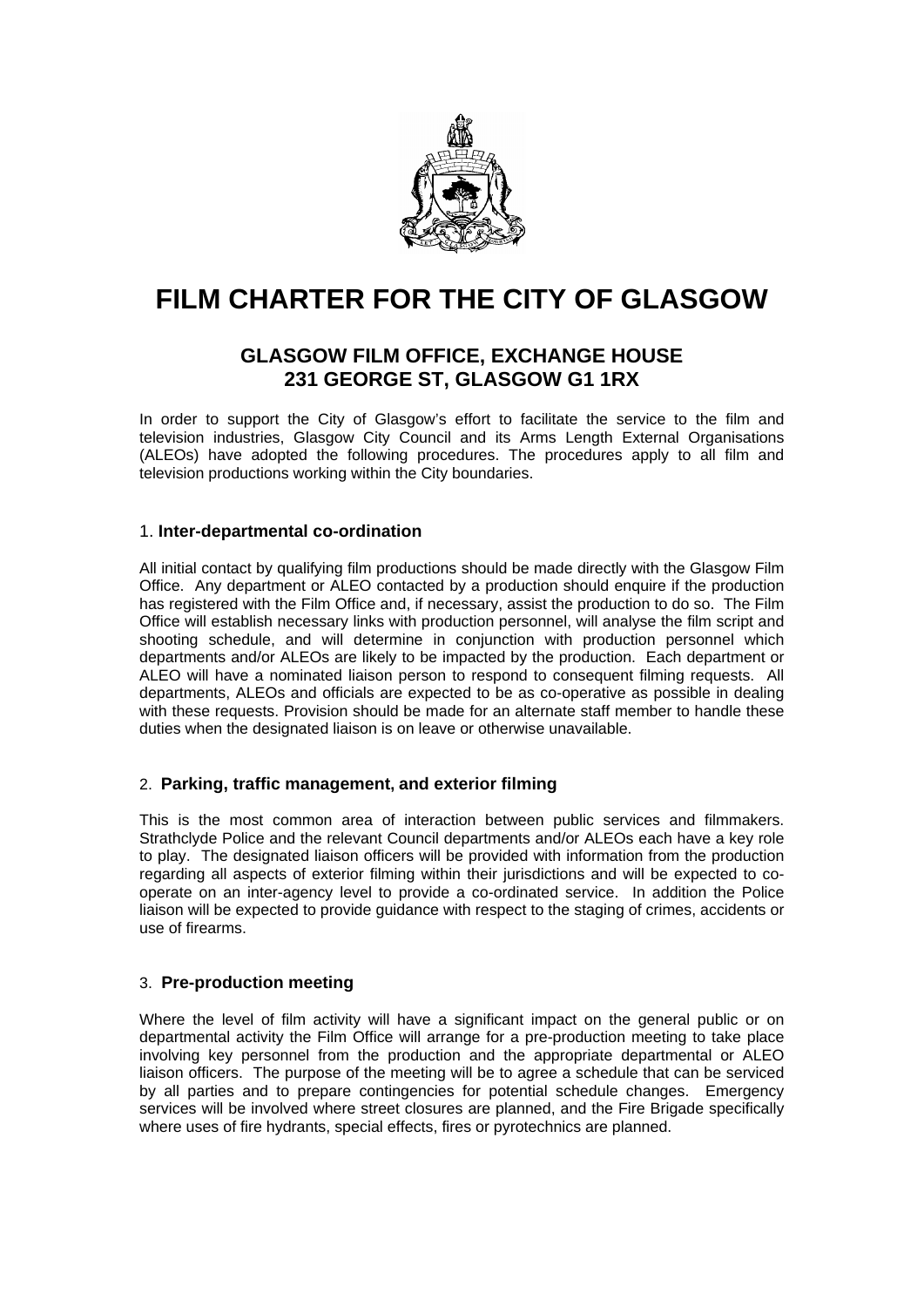# FILM CHARTER FOR THE CITY OF GLASGOW

## GLASGOW FILM OFFICE, EXCHANGE HOUSE
## 231 GEORGE ST, GLASGOW G1 1RX

In order to support the City of Glasgow's effort to facilitate the service to the film and television industries, Glasgow City Council and its Arms Length External Organisations (ALEOs) have adopted the following procedures. The procedures apply to all film and television productions working within the City boundaries.

### 1. Inter-departmental co-ordination

All initial contact by qualifying film productions should be made directly with the Glasgow Film Office. Any department or ALEO contacted by a production should enquire if the production has registered with the Film Office and, if necessary, assist the production to do so. The Film Office will establish necessary links with production personnel, will analyse the film script and shooting schedule, and will determine in conjunction with production personnel which departments and/or ALEOs are likely to be impacted by the production. Each department or ALEO will have a nominated liaison person to respond to consequent filming requests. All departments, ALEOs and officials are expected to be as co-operative as possible in dealing with these requests. Provision should be made for an alternate staff member to handle these duties when the designated liaison is on leave or otherwise unavailable.

### 2. Parking, traffic management, and exterior filming

This is the most common area of interaction between public services and filmmakers. Strathclyde Police and the relevant Council departments and/or ALEOs each have a key role to play. The designated liaison officers will be provided with information from the production regarding all aspects of exterior filming within their jurisdictions and will be expected to co-operate on an inter-agency level to provide a co-ordinated service. In addition the Police liaison will be expected to provide guidance with respect to the staging of crimes, accidents or use of firearms.

### 3. Pre-production meeting

Where the level of film activity will have a significant impact on the general public or on departmental activity the Film Office will arrange for a pre-production meeting to take place involving key personnel from the production and the appropriate departmental or ALEO liaison officers. The purpose of the meeting will be to agree a schedule that can be serviced by all parties and to prepare contingencies for potential schedule changes. Emergency services will be involved where street closures are planned, and the Fire Brigade specifically where uses of fire hydrants, special effects, fires or pyrotechnics are planned.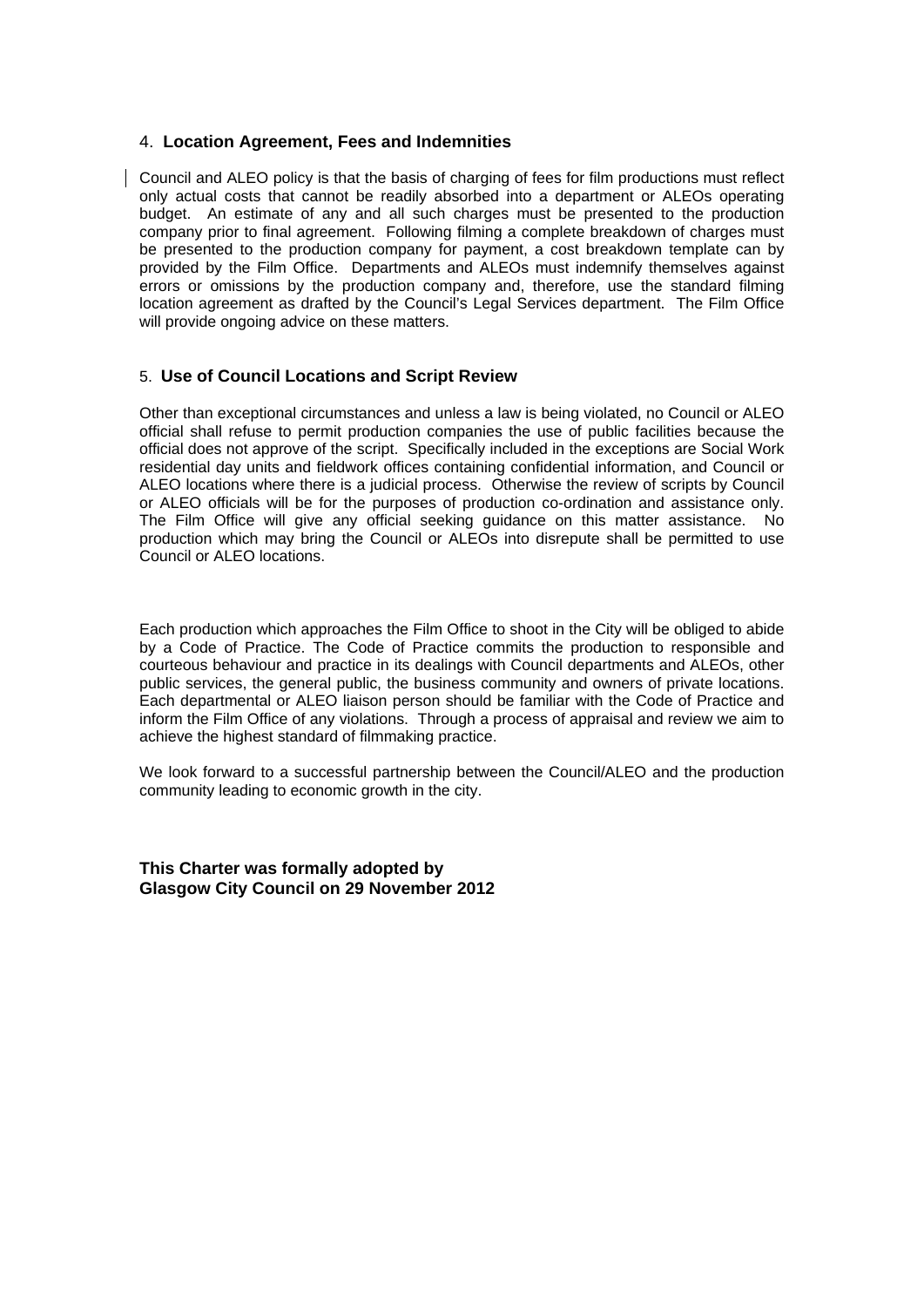## 4. **Location Agreement, Fees and Indemnities**

Council and ALEO policy is that the basis of charging of fees for film productions must reflect only actual costs that cannot be readily absorbed into a department or ALEOs operating budget. An estimate of any and all such charges must be presented to the production company prior to final agreement. Following filming a complete breakdown of charges must be presented to the production company for payment, a cost breakdown template can by provided by the Film Office. Departments and ALEOs must indemnify themselves against errors or omissions by the production company and, therefore, use the standard filming location agreement as drafted by the Council's Legal Services department. The Film Office will provide ongoing advice on these matters.

## 5. **Use of Council Locations and Script Review**

Other than exceptional circumstances and unless a law is being violated, no Council or ALEO official shall refuse to permit production companies the use of public facilities because the official does not approve of the script. Specifically included in the exceptions are Social Work residential day units and fieldwork offices containing confidential information, and Council or ALEO locations where there is a judicial process. Otherwise the review of scripts by Council or ALEO officials will be for the purposes of production co-ordination and assistance only. The Film Office will give any official seeking guidance on this matter assistance. No production which may bring the Council or ALEOs into disrepute shall be permitted to use Council or ALEO locations.

Each production which approaches the Film Office to shoot in the City will be obliged to abide by a Code of Practice. The Code of Practice commits the production to responsible and courteous behaviour and practice in its dealings with Council departments and ALEOs, other public services, the general public, the business community and owners of private locations. Each departmental or ALEO liaison person should be familiar with the Code of Practice and inform the Film Office of any violations. Through a process of appraisal and review we aim to achieve the highest standard of filmmaking practice.

We look forward to a successful partnership between the Council/ALEO and the production community leading to economic growth in the city.

**This Charter was formally adopted by Glasgow City Council on 29 November 2012**